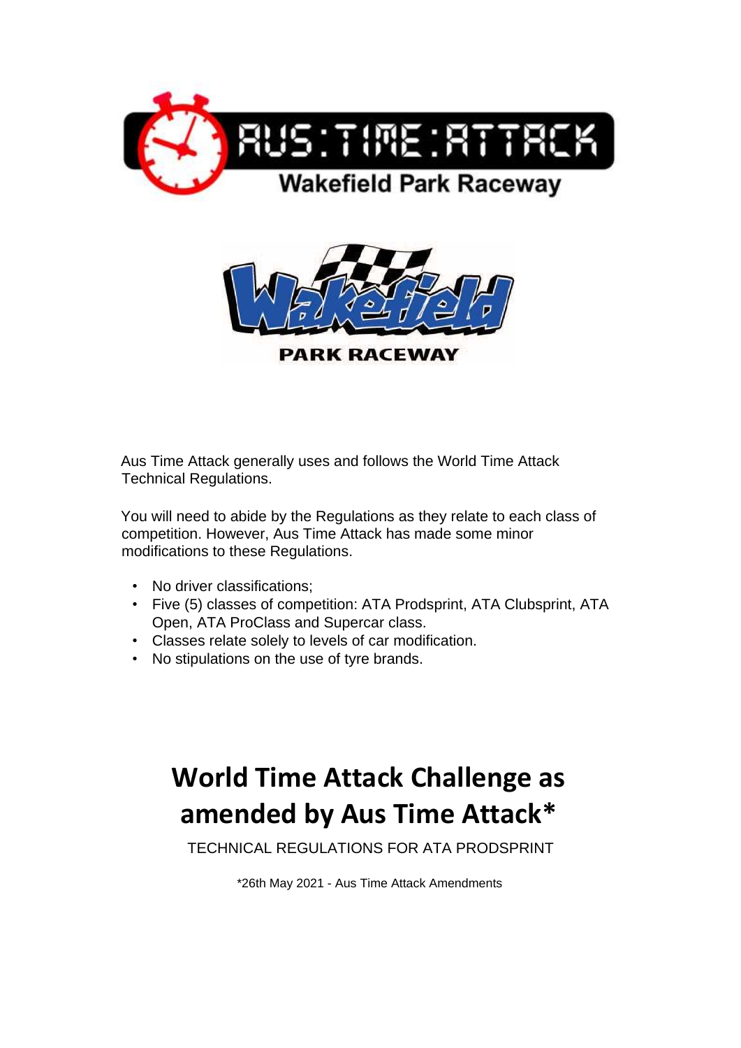AUS:TIME:ATTACK

Wakefield Park Raceway

Wakefield

PARK RACEWAY

Aus Time Attack generally uses and follows the World Time Attack Technical Regulations.

You will need to abide by the Regulations as they relate to each class of competition. However, Aus Time Attack has made some minor modifications to these Regulations.

- No driver classifications;
- Five (5) classes of competition: ATA Prodsprint, ATA Clubsprint, ATA Open, ATA ProClass and Supercar class.
- Classes relate solely to levels of car modification.
- No stipulations on the use of tyre brands.

# World Time Attack Challenge as amended by Aus Time Attack*

TECHNICAL REGULATIONS FOR ATA PRODSPRINT

*26th May 2021 - Aus Time Attack Amendments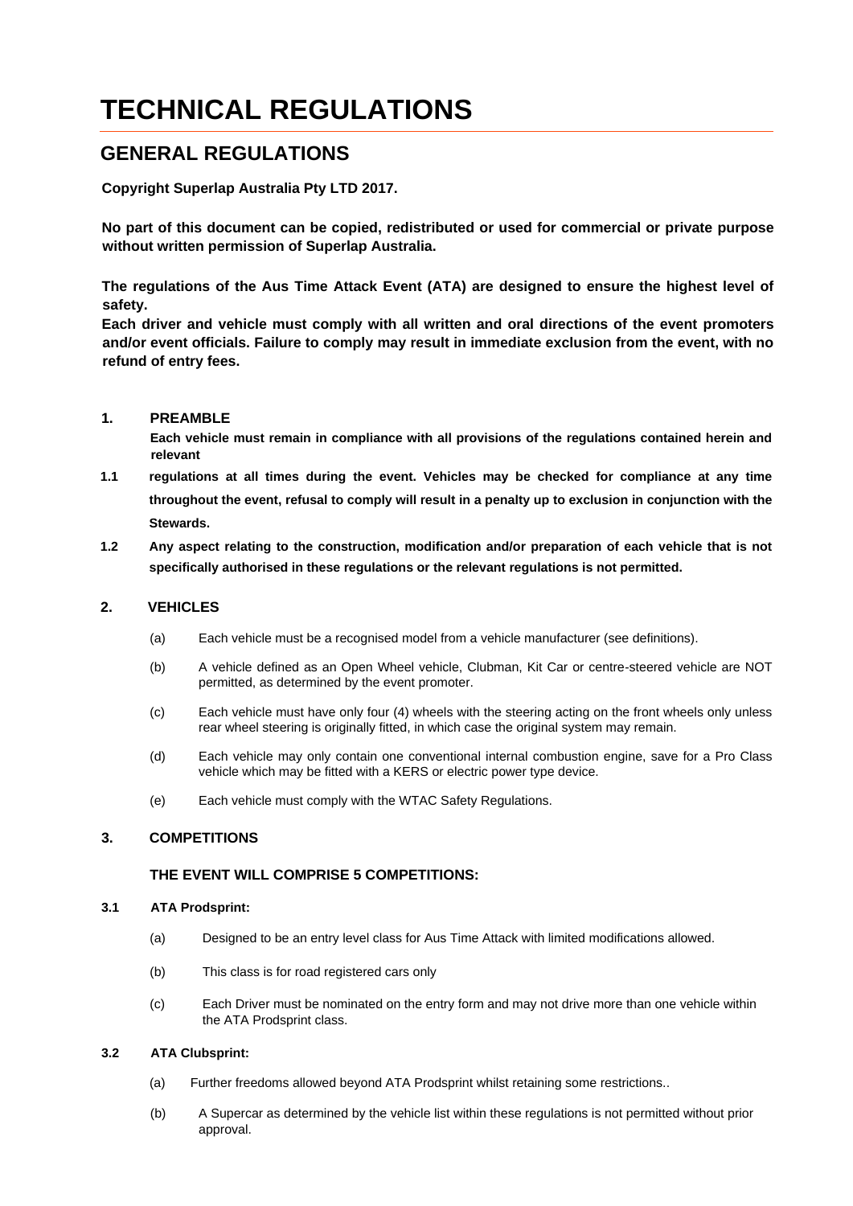# TECHNICAL REGULATIONS

## GENERAL REGULATIONS

**Copyright Superlap Australia Pty LTD 2017.**

**No part of this document can be copied, redistributed or used for commercial or private purpose without written permission of Superlap Australia.**

**The regulations of the Aus Time Attack Event (ATA) are designed to ensure the highest level of safety.**
**Each driver and vehicle must comply with all written and oral directions of the event promoters and/or event officials. Failure to comply may result in immediate exclusion from the event, with no refund of entry fees.**

### 1. PREAMBLE

**1.1** **Each vehicle must remain in compliance with all provisions of the regulations contained herein and relevant regulations at all times during the event. Vehicles may be checked for compliance at any time throughout the event, refusal to comply will result in a penalty up to exclusion in conjunction with the Stewards.**

**1.2** **Any aspect relating to the construction, modification and/or preparation of each vehicle that is not specifically authorised in these regulations or the relevant regulations is not permitted.**

### 2. VEHICLES

(a) Each vehicle must be a recognised model from a vehicle manufacturer (see definitions).

(b) A vehicle defined as an Open Wheel vehicle, Clubman, Kit Car or centre-steered vehicle are NOT permitted, as determined by the event promoter.

(c) Each vehicle must have only four (4) wheels with the steering acting on the front wheels only unless rear wheel steering is originally fitted, in which case the original system may remain.

(d) Each vehicle may only contain one conventional internal combustion engine, save for a Pro Class vehicle which may be fitted with a KERS or electric power type device.

(e) Each vehicle must comply with the WTAC Safety Regulations.

### 3. COMPETITIONS

**THE EVENT WILL COMPRISE 5 COMPETITIONS:**

**3.1 ATA Prodsprint:**

(a) Designed to be an entry level class for Aus Time Attack with limited modifications allowed.

(b) This class is for road registered cars only

(c) Each Driver must be nominated on the entry form and may not drive more than one vehicle within the ATA Prodsprint class.

**3.2 ATA Clubsprint:**

(a) Further freedoms allowed beyond ATA Prodsprint whilst retaining some restrictions..

(b) A Supercar as determined by the vehicle list within these regulations is not permitted without prior approval.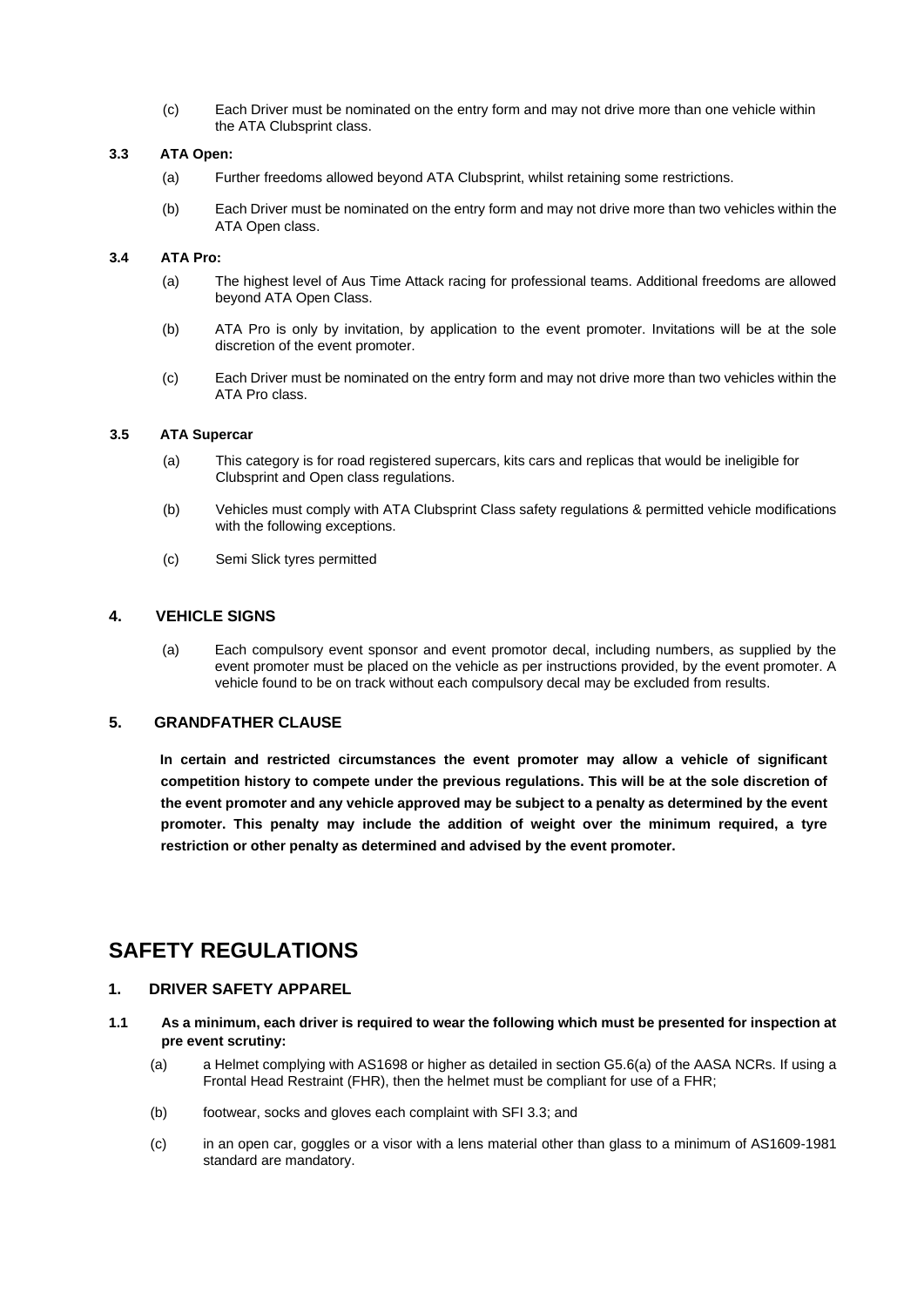(c) Each Driver must be nominated on the entry form and may not drive more than one vehicle within the ATA Clubsprint class.

### 3.3 ATA Open:

(a) Further freedoms allowed beyond ATA Clubsprint, whilst retaining some restrictions.

(b) Each Driver must be nominated on the entry form and may not drive more than two vehicles within the ATA Open class.

### 3.4 ATA Pro:

(a) The highest level of Aus Time Attack racing for professional teams. Additional freedoms are allowed beyond ATA Open Class.

(b) ATA Pro is only by invitation, by application to the event promoter. Invitations will be at the sole discretion of the event promoter.

(c) Each Driver must be nominated on the entry form and may not drive more than two vehicles within the ATA Pro class.

### 3.5 ATA Supercar

(a) This category is for road registered supercars, kits cars and replicas that would be ineligible for Clubsprint and Open class regulations.

(b) Vehicles must comply with ATA Clubsprint Class safety regulations & permitted vehicle modifications with the following exceptions.

(c) Semi Slick tyres permitted

## 4. VEHICLE SIGNS

(a) Each compulsory event sponsor and event promotor decal, including numbers, as supplied by the event promoter must be placed on the vehicle as per instructions provided, by the event promoter. A vehicle found to be on track without each compulsory decal may be excluded from results.

## 5. GRANDFATHER CLAUSE

**In certain and restricted circumstances the event promoter may allow a vehicle of significant competition history to compete under the previous regulations. This will be at the sole discretion of the event promoter and any vehicle approved may be subject to a penalty as determined by the event promoter. This penalty may include the addition of weight over the minimum required, a tyre restriction or other penalty as determined and advised by the event promoter.**

# SAFETY REGULATIONS

## 1. DRIVER SAFETY APPAREL

**1.1 As a minimum, each driver is required to wear the following which must be presented for inspection at pre event scrutiny:**

(a) a Helmet complying with AS1698 or higher as detailed in section G5.6(a) of the AASA NCRs. If using a Frontal Head Restraint (FHR), then the helmet must be compliant for use of a FHR;

(b) footwear, socks and gloves each complaint with SFI 3.3; and

(c) in an open car, goggles or a visor with a lens material other than glass to a minimum of AS1609-1981 standard are mandatory.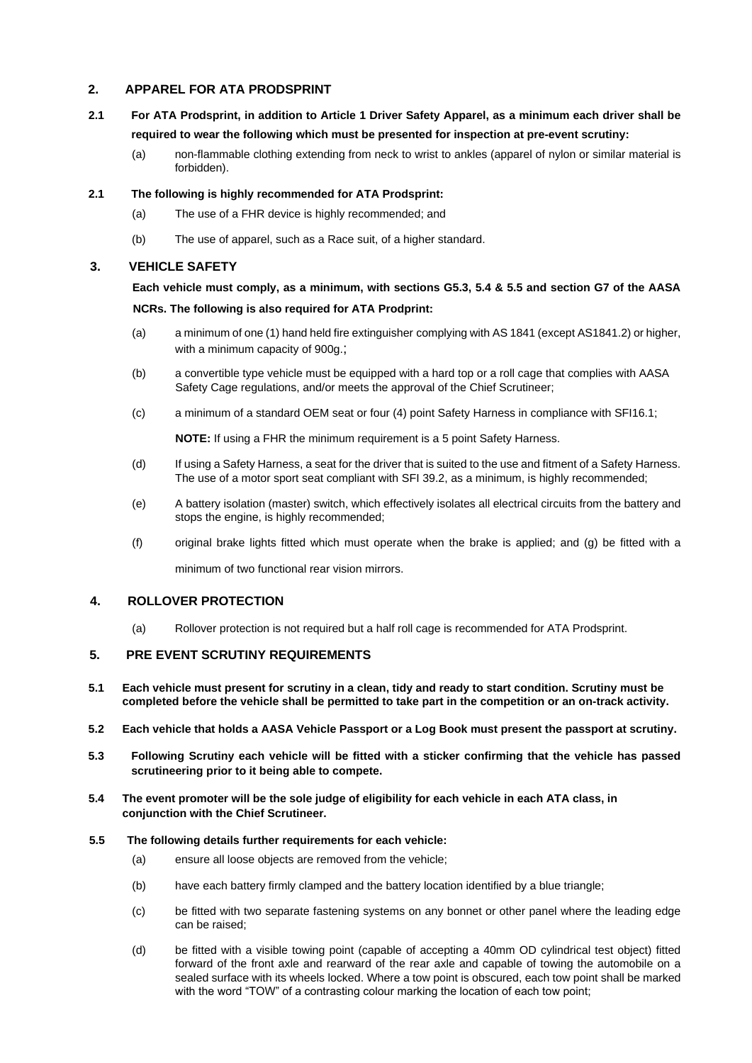## 2. APPAREL FOR ATA PRODSPRINT

**2.1 For ATA Prodsprint, in addition to Article 1 Driver Safety Apparel, as a minimum each driver shall be required to wear the following which must be presented for inspection at pre-event scrutiny:**

(a) non-flammable clothing extending from neck to wrist to ankles (apparel of nylon or similar material is forbidden).

**2.1 The following is highly recommended for ATA Prodsprint:**

(a) The use of a FHR device is highly recommended; and

(b) The use of apparel, such as a Race suit, of a higher standard.

## 3. VEHICLE SAFETY

**Each vehicle must comply, as a minimum, with sections G5.3, 5.4 & 5.5 and section G7 of the AASA NCRs. The following is also required for ATA Prodprint:**

(a) a minimum of one (1) hand held fire extinguisher complying with AS 1841 (except AS1841.2) or higher, with a minimum capacity of 900g.;

(b) a convertible type vehicle must be equipped with a hard top or a roll cage that complies with AASA Safety Cage regulations, and/or meets the approval of the Chief Scrutineer;

(c) a minimum of a standard OEM seat or four (4) point Safety Harness in compliance with SFI16.1;

**NOTE:** If using a FHR the minimum requirement is a 5 point Safety Harness.

(d) If using a Safety Harness, a seat for the driver that is suited to the use and fitment of a Safety Harness. The use of a motor sport seat compliant with SFI 39.2, as a minimum, is highly recommended;

(e) A battery isolation (master) switch, which effectively isolates all electrical circuits from the battery and stops the engine, is highly recommended;

(f) original brake lights fitted which must operate when the brake is applied; and (g) be fitted with a minimum of two functional rear vision mirrors.

## 4. ROLLOVER PROTECTION

(a) Rollover protection is not required but a half roll cage is recommended for ATA Prodsprint.

## 5. PRE EVENT SCRUTINY REQUIREMENTS

**5.1 Each vehicle must present for scrutiny in a clean, tidy and ready to start condition. Scrutiny must be completed before the vehicle shall be permitted to take part in the competition or an on-track activity.**

**5.2 Each vehicle that holds a AASA Vehicle Passport or a Log Book must present the passport at scrutiny.**

**5.3 Following Scrutiny each vehicle will be fitted with a sticker confirming that the vehicle has passed scrutineering prior to it being able to compete.**

**5.4 The event promoter will be the sole judge of eligibility for each vehicle in each ATA class, in conjunction with the Chief Scrutineer.**

**5.5 The following details further requirements for each vehicle:**

(a) ensure all loose objects are removed from the vehicle;

(b) have each battery firmly clamped and the battery location identified by a blue triangle;

(c) be fitted with two separate fastening systems on any bonnet or other panel where the leading edge can be raised;

(d) be fitted with a visible towing point (capable of accepting a 40mm OD cylindrical test object) fitted forward of the front axle and rearward of the rear axle and capable of towing the automobile on a sealed surface with its wheels locked. Where a tow point is obscured, each tow point shall be marked with the word "TOW" of a contrasting colour marking the location of each tow point;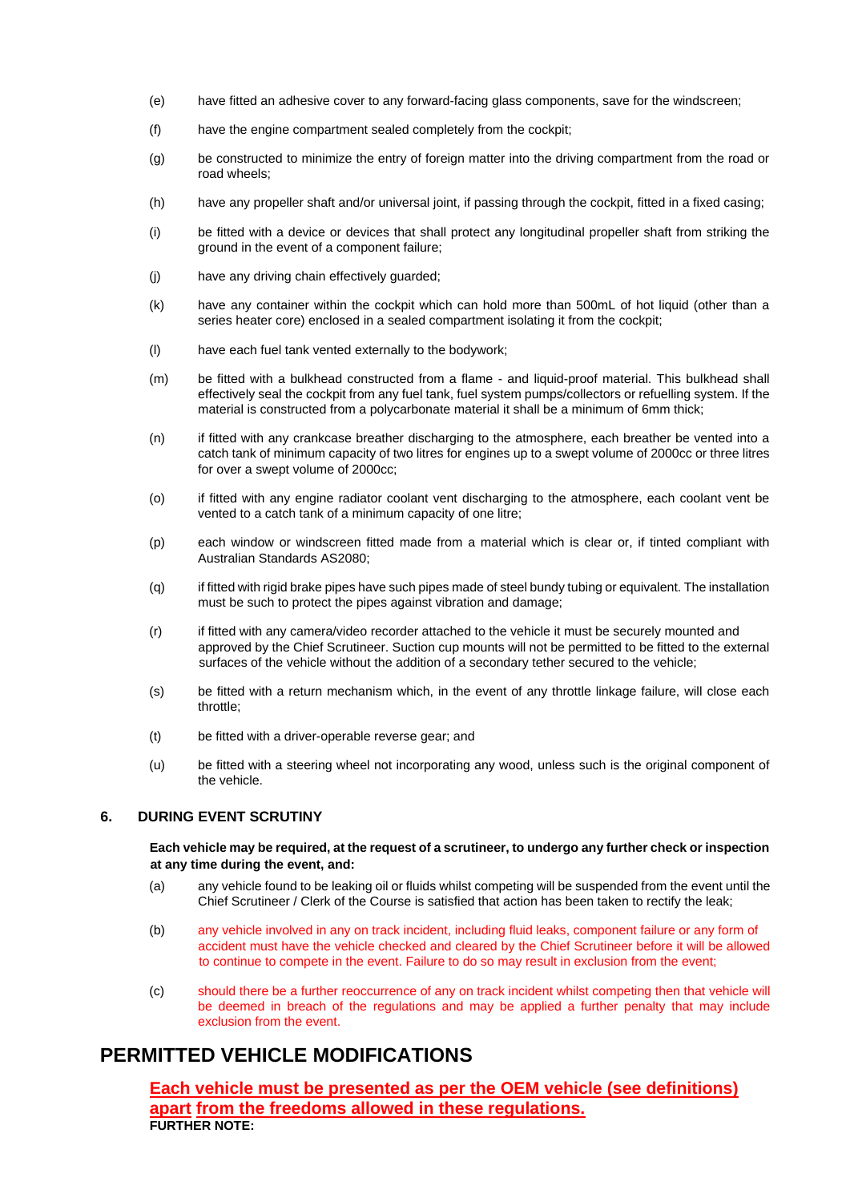(e) have fitted an adhesive cover to any forward-facing glass components, save for the windscreen;

(f) have the engine compartment sealed completely from the cockpit;

(g) be constructed to minimize the entry of foreign matter into the driving compartment from the road or road wheels;

(h) have any propeller shaft and/or universal joint, if passing through the cockpit, fitted in a fixed casing;

(i) be fitted with a device or devices that shall protect any longitudinal propeller shaft from striking the ground in the event of a component failure;

(j) have any driving chain effectively guarded;

(k) have any container within the cockpit which can hold more than 500mL of hot liquid (other than a series heater core) enclosed in a sealed compartment isolating it from the cockpit;

(l) have each fuel tank vented externally to the bodywork;

(m) be fitted with a bulkhead constructed from a flame - and liquid-proof material. This bulkhead shall effectively seal the cockpit from any fuel tank, fuel system pumps/collectors or refuelling system. If the material is constructed from a polycarbonate material it shall be a minimum of 6mm thick;

(n) if fitted with any crankcase breather discharging to the atmosphere, each breather be vented into a catch tank of minimum capacity of two litres for engines up to a swept volume of 2000cc or three litres for over a swept volume of 2000cc;

(o) if fitted with any engine radiator coolant vent discharging to the atmosphere, each coolant vent be vented to a catch tank of a minimum capacity of one litre;

(p) each window or windscreen fitted made from a material which is clear or, if tinted compliant with Australian Standards AS2080;

(q) if fitted with rigid brake pipes have such pipes made of steel bundy tubing or equivalent. The installation must be such to protect the pipes against vibration and damage;

(r) if fitted with any camera/video recorder attached to the vehicle it must be securely mounted and approved by the Chief Scrutineer. Suction cup mounts will not be permitted to be fitted to the external surfaces of the vehicle without the addition of a secondary tether secured to the vehicle;

(s) be fitted with a return mechanism which, in the event of any throttle linkage failure, will close each throttle;

(t) be fitted with a driver-operable reverse gear; and

(u) be fitted with a steering wheel not incorporating any wood, unless such is the original component of the vehicle.

### 6. DURING EVENT SCRUTINY

**Each vehicle may be required, at the request of a scrutineer, to undergo any further check or inspection at any time during the event, and:**

(a) any vehicle found to be leaking oil or fluids whilst competing will be suspended from the event until the Chief Scrutineer / Clerk of the Course is satisfied that action has been taken to rectify the leak;

(b) any vehicle involved in any on track incident, including fluid leaks, component failure or any form of accident must have the vehicle checked and cleared by the Chief Scrutineer before it will be allowed to continue to compete in the event. Failure to do so may result in exclusion from the event;

(c) should there be a further reoccurrence of any on track incident whilst competing then that vehicle will be deemed in breach of the regulations and may be applied a further penalty that may include exclusion from the event.

## PERMITTED VEHICLE MODIFICATIONS

**Each vehicle must be presented as per the OEM vehicle (see definitions) apart from the freedoms allowed in these regulations.**

**FURTHER NOTE:**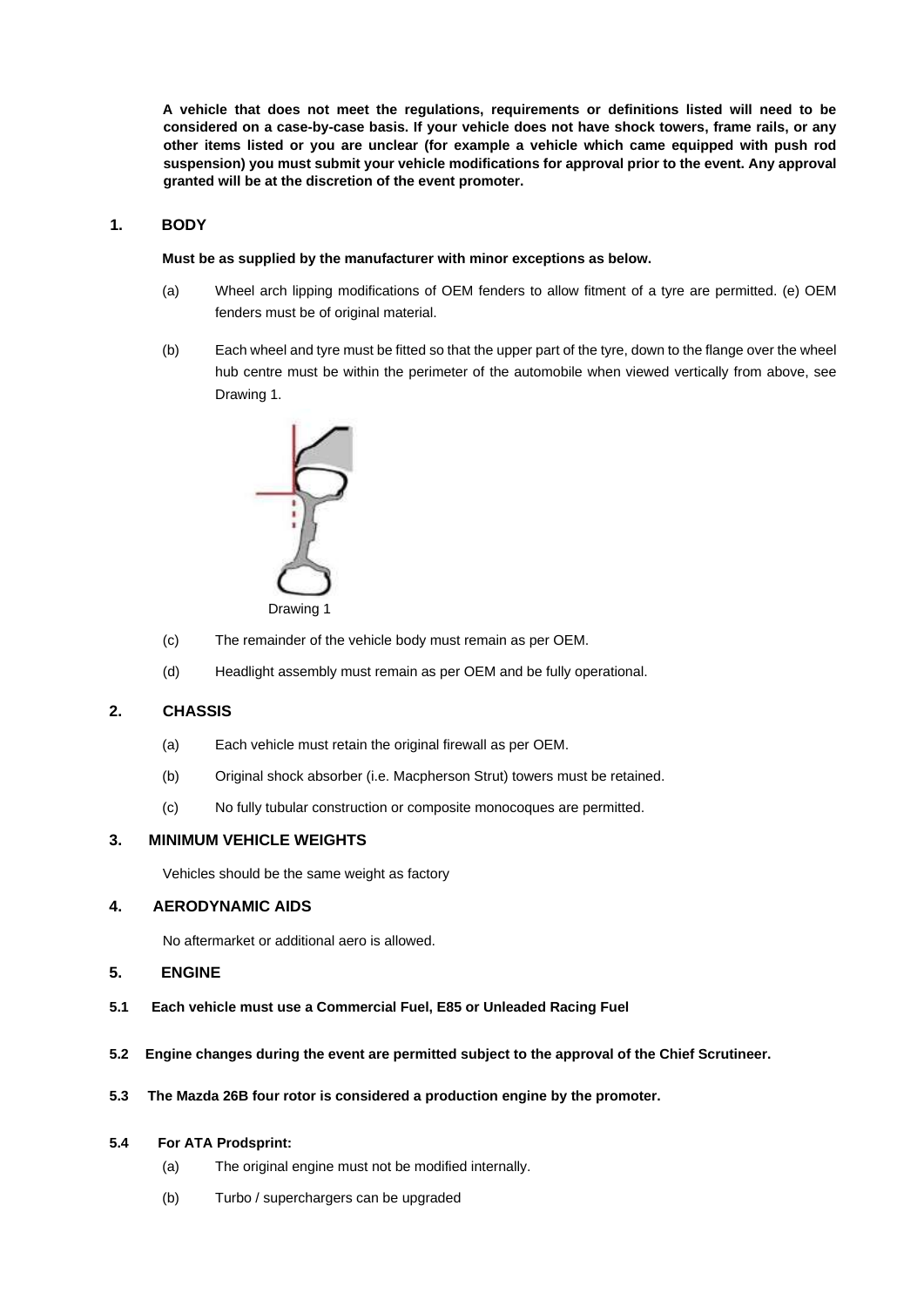**A vehicle that does not meet the regulations, requirements or definitions listed will need to be considered on a case-by-case basis. If your vehicle does not have shock towers, frame rails, or any other items listed or you are unclear (for example a vehicle which came equipped with push rod suspension) you must submit your vehicle modifications for approval prior to the event. Any approval granted will be at the discretion of the event promoter.**

## 1. BODY

**Must be as supplied by the manufacturer with minor exceptions as below.**

(a) Wheel arch lipping modifications of OEM fenders to allow fitment of a tyre are permitted. (e) OEM fenders must be of original material.

(b) Each wheel and tyre must be fitted so that the upper part of the tyre, down to the flange over the wheel hub centre must be within the perimeter of the automobile when viewed vertically from above, see Drawing 1.

Drawing 1

(c) The remainder of the vehicle body must remain as per OEM.

(d) Headlight assembly must remain as per OEM and be fully operational.

## 2. CHASSIS

(a) Each vehicle must retain the original firewall as per OEM.

(b) Original shock absorber (i.e. Macpherson Strut) towers must be retained.

(c) No fully tubular construction or composite monocoques are permitted.

## 3. MINIMUM VEHICLE WEIGHTS

Vehicles should be the same weight as factory

## 4. AERODYNAMIC AIDS

No aftermarket or additional aero is allowed.

## 5. ENGINE

**5.1 Each vehicle must use a Commercial Fuel, E85 or Unleaded Racing Fuel**

**5.2 Engine changes during the event are permitted subject to the approval of the Chief Scrutineer.**

**5.3 The Mazda 26B four rotor is considered a production engine by the promoter.**

**5.4 For ATA Prodsprint:**

(a) The original engine must not be modified internally.

(b) Turbo / superchargers can be upgraded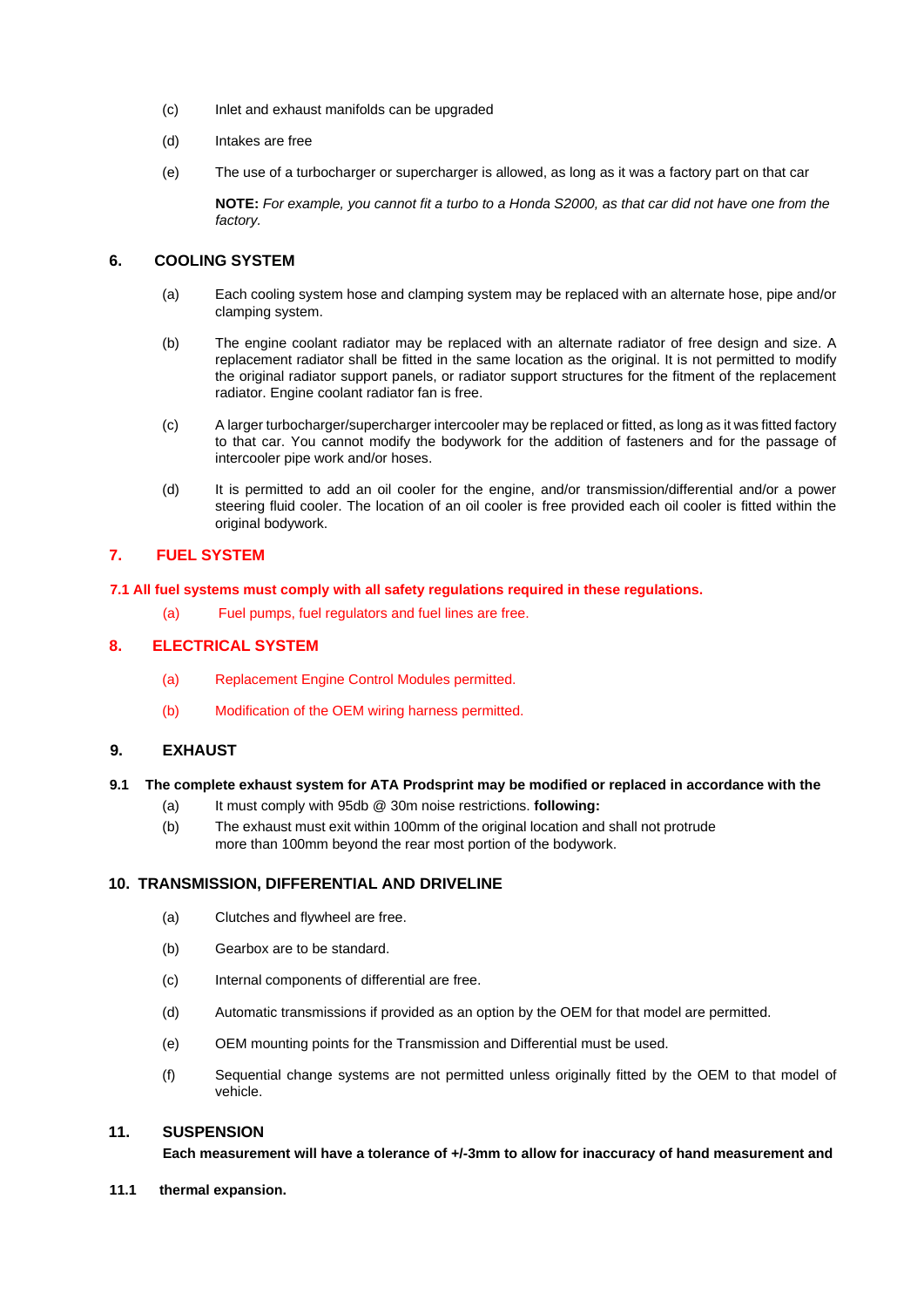(c) Inlet and exhaust manifolds can be upgraded

(d) Intakes are free

(e) The use of a turbocharger or supercharger is allowed, as long as it was a factory part on that car

**NOTE:** *For example, you cannot fit a turbo to a Honda S2000, as that car did not have one from the factory.*

## 6. COOLING SYSTEM

(a) Each cooling system hose and clamping system may be replaced with an alternate hose, pipe and/or clamping system.

(b) The engine coolant radiator may be replaced with an alternate radiator of free design and size. A replacement radiator shall be fitted in the same location as the original. It is not permitted to modify the original radiator support panels, or radiator support structures for the fitment of the replacement radiator. Engine coolant radiator fan is free.

(c) A larger turbocharger/supercharger intercooler may be replaced or fitted, as long as it was fitted factory to that car. You cannot modify the bodywork for the addition of fasteners and for the passage of intercooler pipe work and/or hoses.

(d) It is permitted to add an oil cooler for the engine, and/or transmission/differential and/or a power steering fluid cooler. The location of an oil cooler is free provided each oil cooler is fitted within the original bodywork.

## 7. FUEL SYSTEM

**7.1 All fuel systems must comply with all safety regulations required in these regulations.**

(a) Fuel pumps, fuel regulators and fuel lines are free.

## 8. ELECTRICAL SYSTEM

(a) Replacement Engine Control Modules permitted.

(b) Modification of the OEM wiring harness permitted.

## 9. EXHAUST

**9.1 The complete exhaust system for ATA Prodsprint may be modified or replaced in accordance with the**

(a) It must comply with 95db @ 30m noise restrictions. **following:**

(b) The exhaust must exit within 100mm of the original location and shall not protrude more than 100mm beyond the rear most portion of the bodywork.

## 10. TRANSMISSION, DIFFERENTIAL AND DRIVELINE

(a) Clutches and flywheel are free.

(b) Gearbox are to be standard.

(c) Internal components of differential are free.

(d) Automatic transmissions if provided as an option by the OEM for that model are permitted.

(e) OEM mounting points for the Transmission and Differential must be used.

(f) Sequential change systems are not permitted unless originally fitted by the OEM to that model of vehicle.

## 11. SUSPENSION

**Each measurement will have a tolerance of +/-3mm to allow for inaccuracy of hand measurement and**

**11.1 thermal expansion.**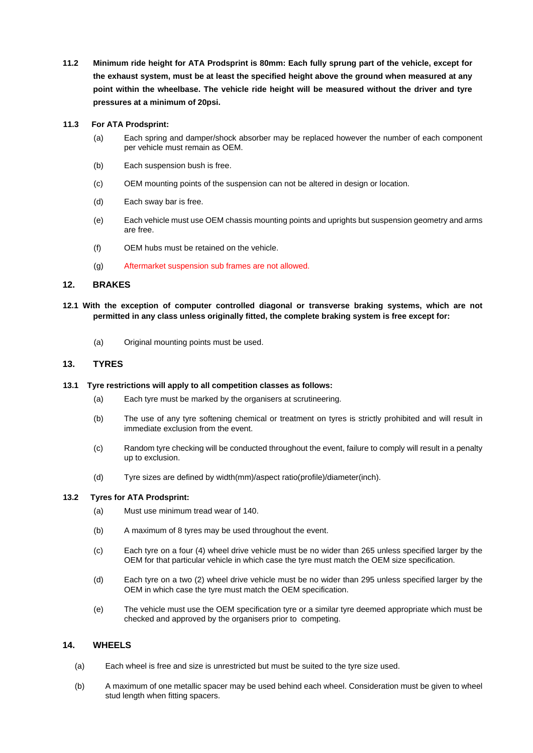**11.2 Minimum ride height for ATA Prodsprint is 80mm: Each fully sprung part of the vehicle, except for the exhaust system, must be at least the specified height above the ground when measured at any point within the wheelbase. The vehicle ride height will be measured without the driver and tyre pressures at a minimum of 20psi.**

**11.3 For ATA Prodsprint:**

(a) Each spring and damper/shock absorber may be replaced however the number of each component per vehicle must remain as OEM.

(b) Each suspension bush is free.

(c) OEM mounting points of the suspension can not be altered in design or location.

(d) Each sway bar is free.

(e) Each vehicle must use OEM chassis mounting points and uprights but suspension geometry and arms are free.

(f) OEM hubs must be retained on the vehicle.

(g) Aftermarket suspension sub frames are not allowed.

## 12. BRAKES

**12.1 With the exception of computer controlled diagonal or transverse braking systems, which are not permitted in any class unless originally fitted, the complete braking system is free except for:**

(a) Original mounting points must be used.

## 13. TYRES

**13.1 Tyre restrictions will apply to all competition classes as follows:**

(a) Each tyre must be marked by the organisers at scrutineering.

(b) The use of any tyre softening chemical or treatment on tyres is strictly prohibited and will result in immediate exclusion from the event.

(c) Random tyre checking will be conducted throughout the event, failure to comply will result in a penalty up to exclusion.

(d) Tyre sizes are defined by width(mm)/aspect ratio(profile)/diameter(inch).

**13.2 Tyres for ATA Prodsprint:**

(a) Must use minimum tread wear of 140.

(b) A maximum of 8 tyres may be used throughout the event.

(c) Each tyre on a four (4) wheel drive vehicle must be no wider than 265 unless specified larger by the OEM for that particular vehicle in which case the tyre must match the OEM size specification.

(d) Each tyre on a two (2) wheel drive vehicle must be no wider than 295 unless specified larger by the OEM in which case the tyre must match the OEM specification.

(e) The vehicle must use the OEM specification tyre or a similar tyre deemed appropriate which must be checked and approved by the organisers prior to competing.

## 14. WHEELS

(a) Each wheel is free and size is unrestricted but must be suited to the tyre size used.

(b) A maximum of one metallic spacer may be used behind each wheel. Consideration must be given to wheel stud length when fitting spacers.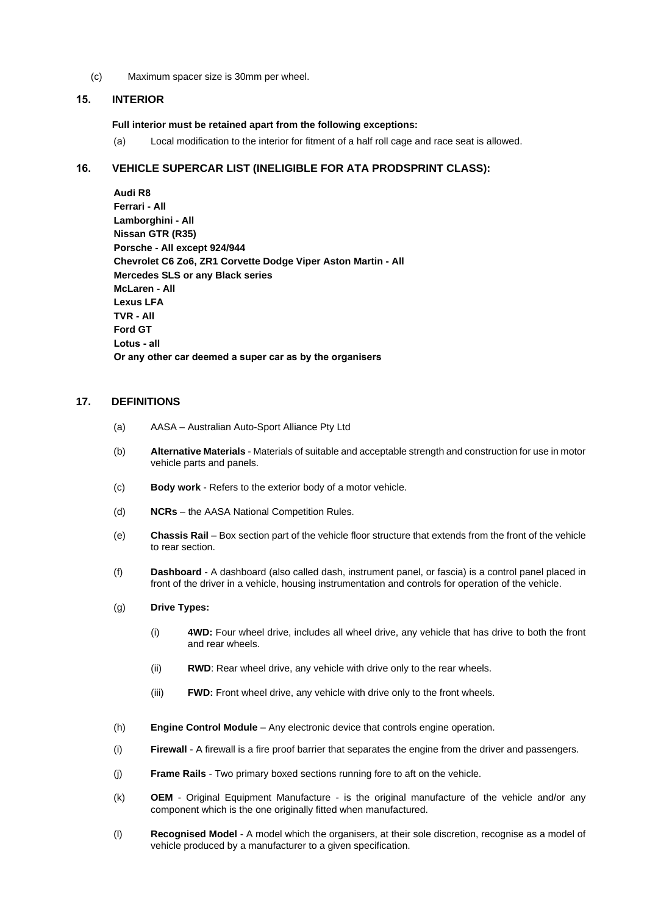(c) Maximum spacer size is 30mm per wheel.

## 15. INTERIOR

**Full interior must be retained apart from the following exceptions:**

(a) Local modification to the interior for fitment of a half roll cage and race seat is allowed.

## 16. VEHICLE SUPERCAR LIST (INELIGIBLE FOR ATA PRODSPRINT CLASS):

**Audi R8**
**Ferrari - All**
**Lamborghini - All**
**Nissan GTR (R35)**
**Porsche - All except 924/944**
**Chevrolet C6 Zo6, ZR1 Corvette Dodge Viper Aston Martin - All**
**Mercedes SLS or any Black series**
**McLaren - All**
**Lexus LFA**
**TVR - All**
**Ford GT**
**Lotus - all**
**Or any other car deemed a super car as by the organisers**

## 17. DEFINITIONS

(a) AASA – Australian Auto-Sport Alliance Pty Ltd

(b) **Alternative Materials** - Materials of suitable and acceptable strength and construction for use in motor vehicle parts and panels.

(c) **Body work** - Refers to the exterior body of a motor vehicle.

(d) **NCRs** – the AASA National Competition Rules.

(e) **Chassis Rail** – Box section part of the vehicle floor structure that extends from the front of the vehicle to rear section.

(f) **Dashboard** - A dashboard (also called dash, instrument panel, or fascia) is a control panel placed in front of the driver in a vehicle, housing instrumentation and controls for operation of the vehicle.

(g) **Drive Types:**

(i) **4WD:** Four wheel drive, includes all wheel drive, any vehicle that has drive to both the front and rear wheels.

(ii) **RWD**: Rear wheel drive, any vehicle with drive only to the rear wheels.

(iii) **FWD:** Front wheel drive, any vehicle with drive only to the front wheels.

(h) **Engine Control Module** – Any electronic device that controls engine operation.

(i) **Firewall** - A firewall is a fire proof barrier that separates the engine from the driver and passengers.

(j) **Frame Rails** - Two primary boxed sections running fore to aft on the vehicle.

(k) **OEM** - Original Equipment Manufacture - is the original manufacture of the vehicle and/or any component which is the one originally fitted when manufactured.

(l) **Recognised Model** - A model which the organisers, at their sole discretion, recognise as a model of vehicle produced by a manufacturer to a given specification.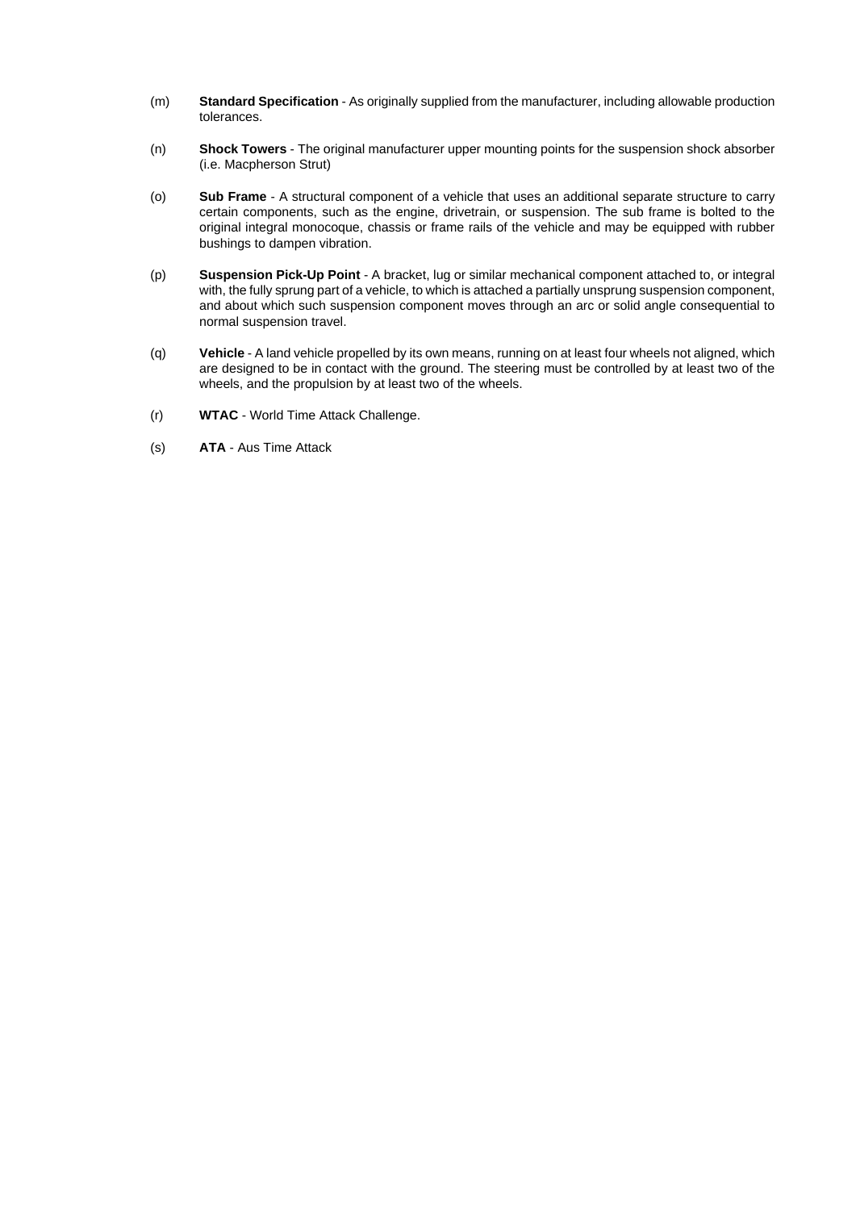(m) **Standard Specification** - As originally supplied from the manufacturer, including allowable production tolerances.

(n) **Shock Towers** - The original manufacturer upper mounting points for the suspension shock absorber (i.e. Macpherson Strut)

(o) **Sub Frame** - A structural component of a vehicle that uses an additional separate structure to carry certain components, such as the engine, drivetrain, or suspension. The sub frame is bolted to the original integral monocoque, chassis or frame rails of the vehicle and may be equipped with rubber bushings to dampen vibration.

(p) **Suspension Pick-Up Point** - A bracket, lug or similar mechanical component attached to, or integral with, the fully sprung part of a vehicle, to which is attached a partially unsprung suspension component, and about which such suspension component moves through an arc or solid angle consequential to normal suspension travel.

(q) **Vehicle** - A land vehicle propelled by its own means, running on at least four wheels not aligned, which are designed to be in contact with the ground. The steering must be controlled by at least two of the wheels, and the propulsion by at least two of the wheels.

(r) **WTAC** - World Time Attack Challenge.

(s) **ATA** - Aus Time Attack